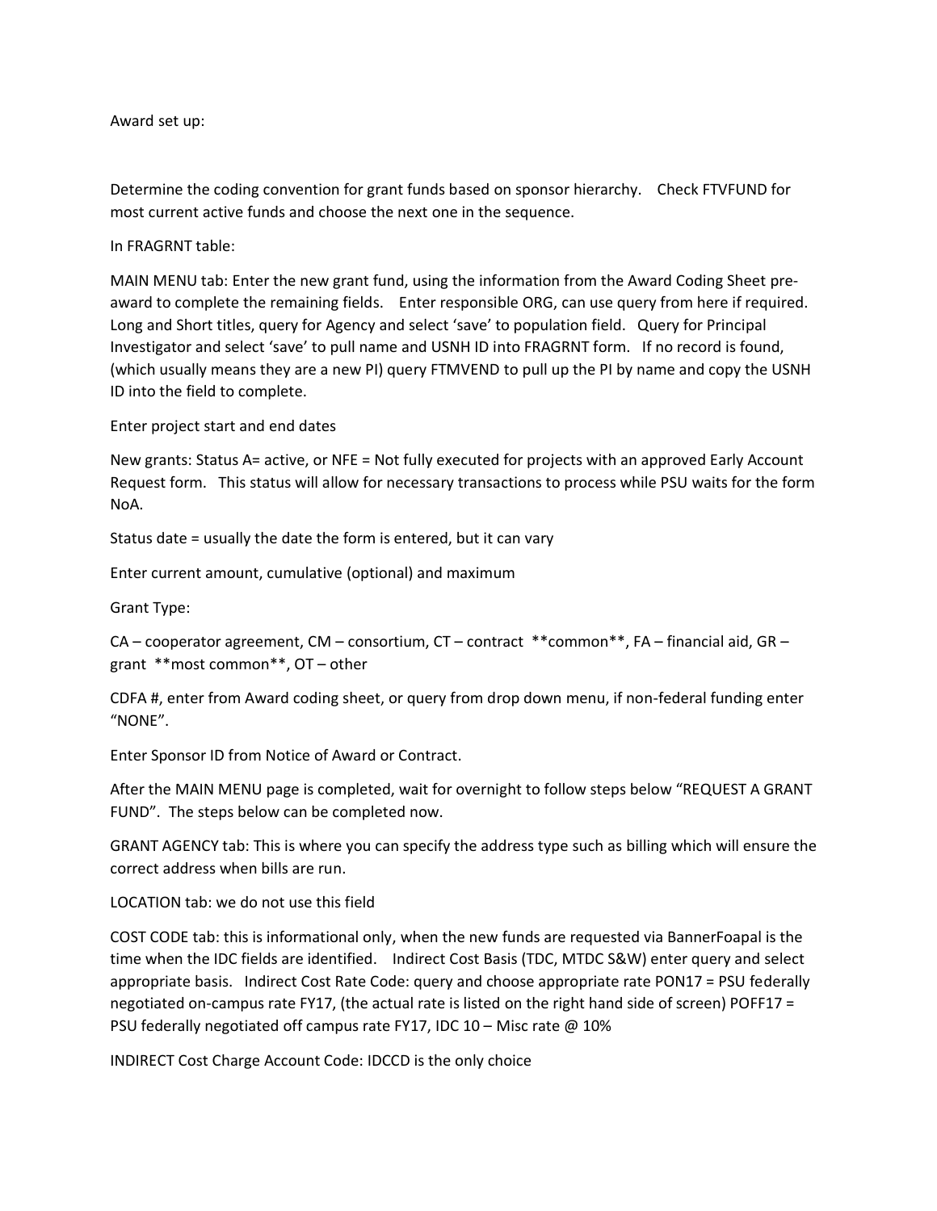Award set up:

Determine the coding convention for grant funds based on sponsor hierarchy. Check FTVFUND for most current active funds and choose the next one in the sequence.

In FRAGRNT table:

MAIN MENU tab: Enter the new grant fund, using the information from the Award Coding Sheet pre-award to complete the remaining fields. Enter responsible ORG, can use query from here if required. Long and Short titles, query for Agency and select 'save' to population field. Query for Principal Investigator and select 'save' to pull name and USNH ID into FRAGRNT form. If no record is found, (which usually means they are a new PI) query FTMVEND to pull up the PI by name and copy the USNH ID into the field to complete.

Enter project start and end dates

New grants: Status A= active, or NFE = Not fully executed for projects with an approved Early Account Request form. This status will allow for necessary transactions to process while PSU waits for the form NoA.

Status date = usually the date the form is entered, but it can vary

Enter current amount, cumulative (optional) and maximum

Grant Type:

CA – cooperator agreement, CM – consortium, CT – contract **common**, FA – financial aid, GR – grant **most common**, OT – other

CDFA #, enter from Award coding sheet, or query from drop down menu, if non-federal funding enter "NONE".

Enter Sponsor ID from Notice of Award or Contract.

After the MAIN MENU page is completed, wait for overnight to follow steps below "REQUEST A GRANT FUND". The steps below can be completed now.

GRANT AGENCY tab: This is where you can specify the address type such as billing which will ensure the correct address when bills are run.

LOCATION tab: we do not use this field

COST CODE tab: this is informational only, when the new funds are requested via BannerFoapal is the time when the IDC fields are identified. Indirect Cost Basis (TDC, MTDC S&W) enter query and select appropriate basis. Indirect Cost Rate Code: query and choose appropriate rate PON17 = PSU federally negotiated on-campus rate FY17, (the actual rate is listed on the right hand side of screen) POFF17 = PSU federally negotiated off campus rate FY17, IDC 10 – Misc rate @ 10%

INDIRECT Cost Charge Account Code: IDCCD is the only choice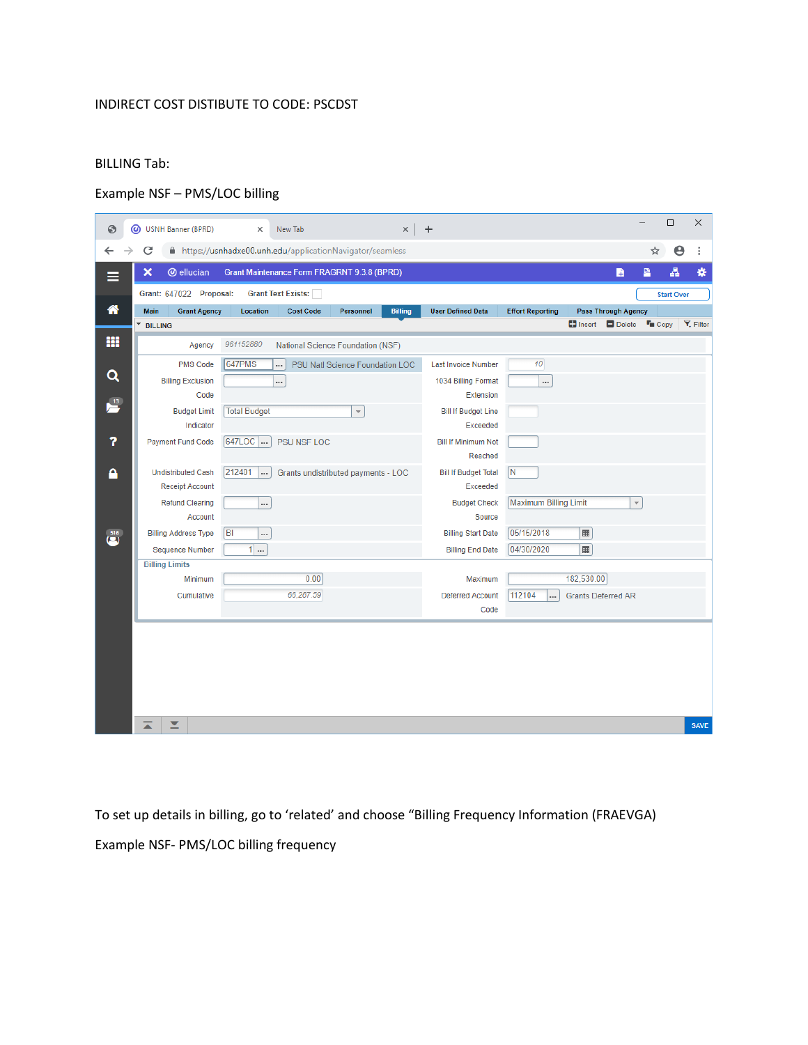INDIRECT COST DISTIBUTE TO CODE: PSCDST

BILLING Tab:

Example NSF – PMS/LOC billing

To set up details in billing, go to ‘related’ and choose “Billing Frequency Information (FRAEVGA)

Example NSF- PMS/LOC billing frequency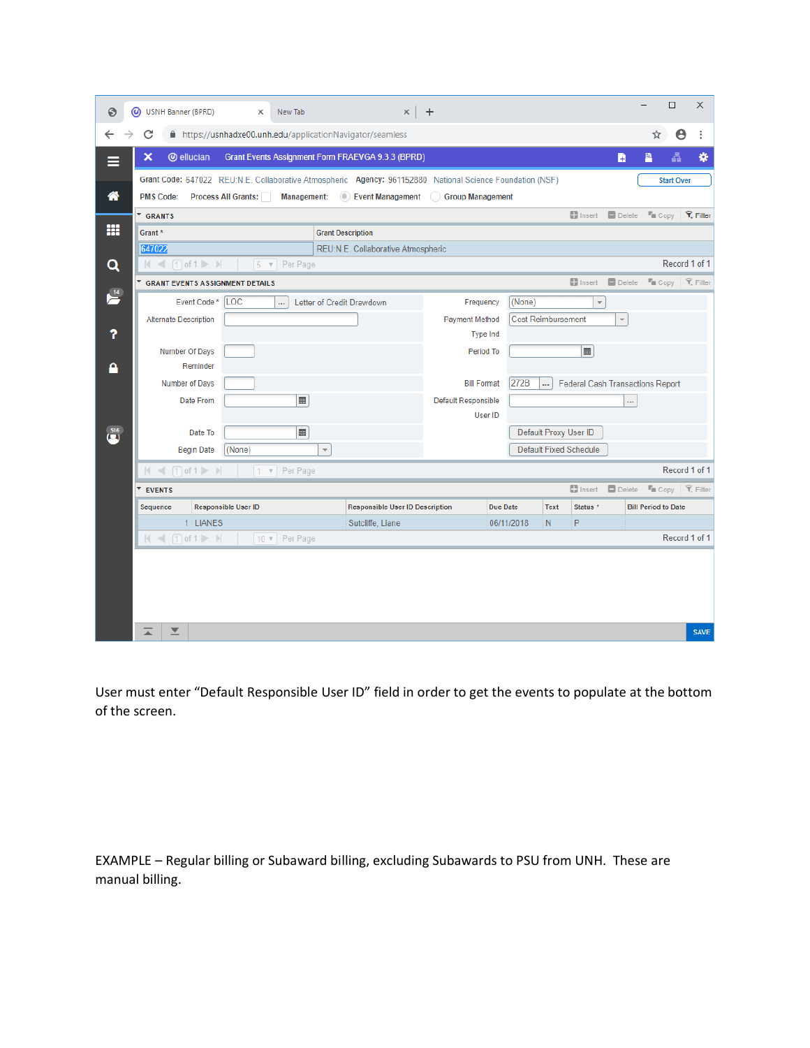USNH Banner (BPRD) | New Tab

https://usnhadxe00.unh.edu/applicationNavigator/seamless

ellucian Grant Events Assignment Form FRAEVGA 9.3.3 (BPRD)

Grant Code: 647022 REU:N.E. Collaborative Atmospheric Agency: 961152880 National Science Foundation (NSF) Start Over

PMS Code: Process All Grants: Management: Event Management Group Management

**GRANTS**

| Grant * | Grant Description |
|---|---|
| 647022 | REU:N.E. Collaborative Atmospheric |

Record 1 of 1

**GRANT EVENTS ASSIGNMENT DETAILS**

| Field | Value | Field | Value |
|---|---|---|---|
| Event Code * | LOC Letter of Credit Drawdown | Frequency | (None) |
| Alternate Description | | Payment Method Type Ind | Cost Reimbursement |
| Number Of Days Reminder | | Period To | |
| Number of Days | | Bill Format | 272B Federal Cash Transactions Report |
| Date From | | Default Responsible User ID | |
| Date To | | | Default Proxy User ID |
| Begin Date | (None) | | Default Fixed Schedule |

Record 1 of 1

**EVENTS**

| Sequence | Responsible User ID | Responsible User ID Description | Due Date | Text | Status * | Bill Period to Date |
|---|---|---|---|---|---|---|
| 1 | LIANES | Sutcliffe, Liane | 06/11/2018 | N | P | |

Record 1 of 1

SAVE

User must enter "Default Responsible User ID" field in order to get the events to populate at the bottom of the screen.

EXAMPLE – Regular billing or Subaward billing, excluding Subawards to PSU from UNH. These are manual billing.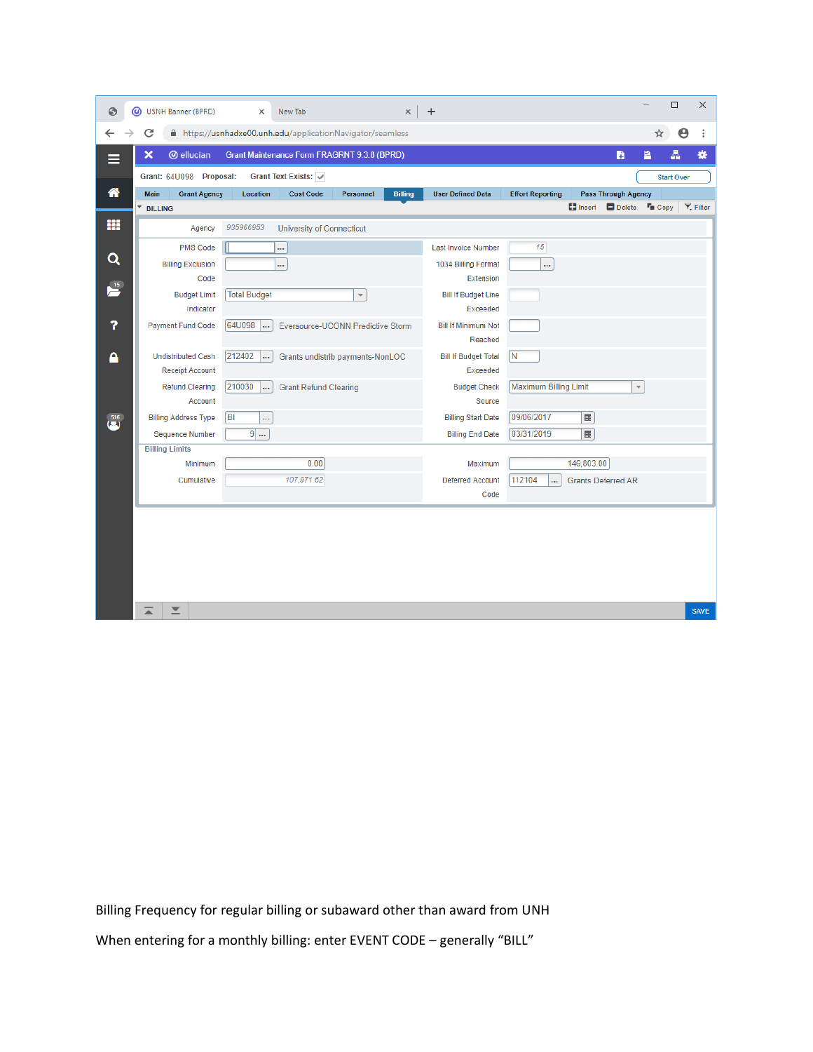USNH Banner (BPRD) | New Tab

https://usnhadxe00.unh.edu/applicationNavigator/seamless

ellucian Grant Maintenance Form FRAGRNT 9.3.8 (BPRD)

Grant: 64U098 Proposal: Grant Text Exists: ✓ Start Over

Main | Grant Agency | Location | Cost Code | Personnel | Billing | User Defined Data | Effort Reporting | Pass Through Agency

BILLING — Insert | Delete | Copy | Filter

| Field | Value | Field | Value |
|---|---|---|---|
| Agency | 935966953 University of Connecticut | | |
| PMS Code | | Last Invoice Number | 15 |
| Billing Exclusion Code | | 1034 Billing Format Extension | |
| Budget Limit Indicator | Total Budget | Bill If Budget Line Exceeded | |
| Payment Fund Code | 64U098 Eversource-UCONN Predictive Storm | Bill If Minimum Not Reached | |
| Undistributed Cash Receipt Account | 212402 Grants undistrib payments-NonLOC | Bill If Budget Total Exceeded | N |
| Refund Clearing Account | 210030 Grant Refund Clearing | Budget Check Source | Maximum Billing Limit |
| Billing Address Type | BI | Billing Start Date | 09/06/2017 |
| Sequence Number | 9 | Billing End Date | 03/31/2019 |

Billing Limits

| Field | Value | Field | Value |
|---|---|---|---|
| Minimum | 0.00 | Maximum | 146,803.00 |
| Cumulative | 107,971.62 | Deferred Account Code | 112104 Grants Deferred AR |

SAVE

Billing Frequency for regular billing or subaward other than award from UNH

When entering for a monthly billing: enter EVENT CODE – generally “BILL”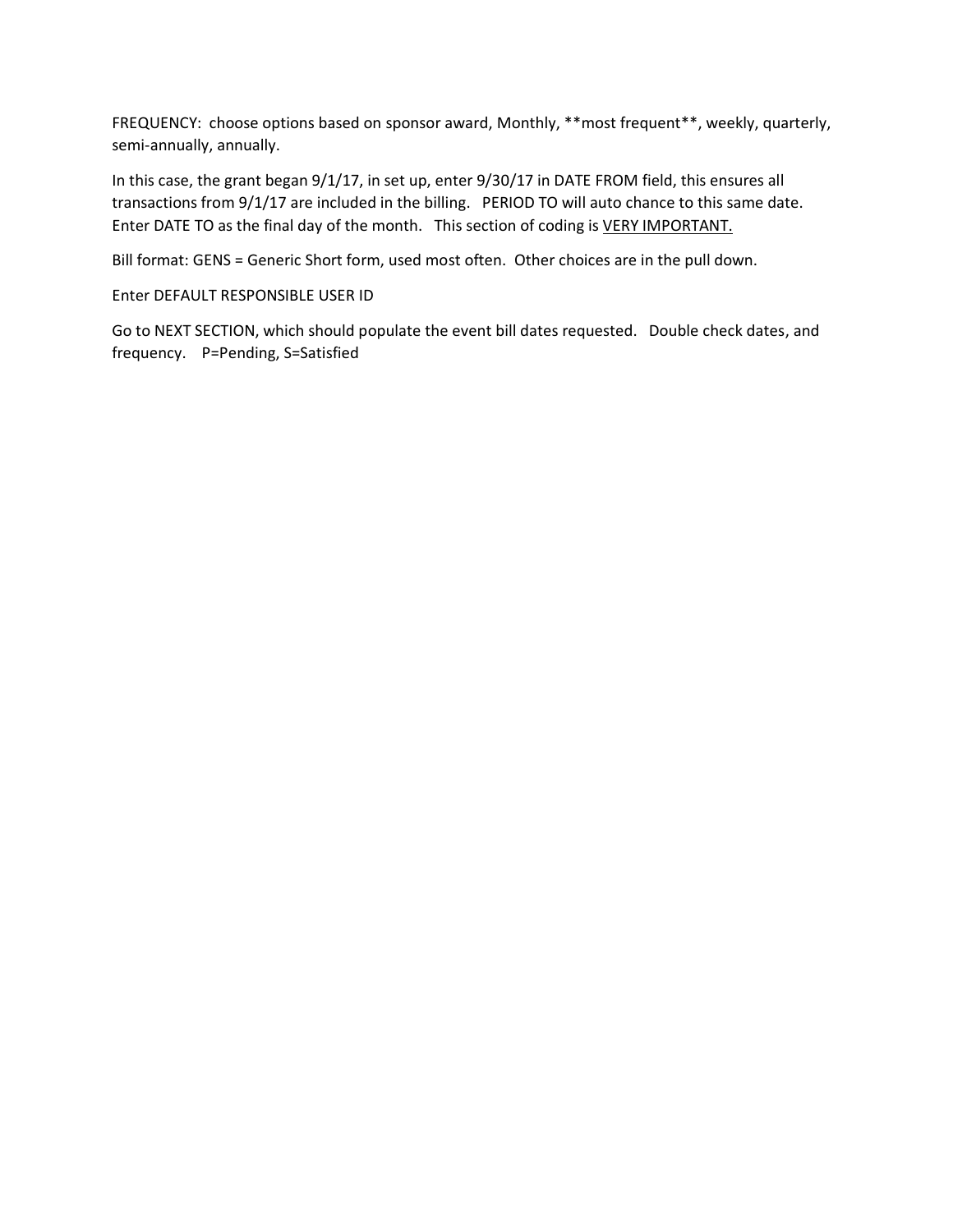FREQUENCY: choose options based on sponsor award, Monthly, **most frequent**, weekly, quarterly, semi-annually, annually.

In this case, the grant began 9/1/17, in set up, enter 9/30/17 in DATE FROM field, this ensures all transactions from 9/1/17 are included in the billing. PERIOD TO will auto chance to this same date. Enter DATE TO as the final day of the month. This section of coding is <u>VERY IMPORTANT.</u>

Bill format: GENS = Generic Short form, used most often. Other choices are in the pull down.

Enter DEFAULT RESPONSIBLE USER ID

Go to NEXT SECTION, which should populate the event bill dates requested. Double check dates, and frequency. P=Pending, S=Satisfied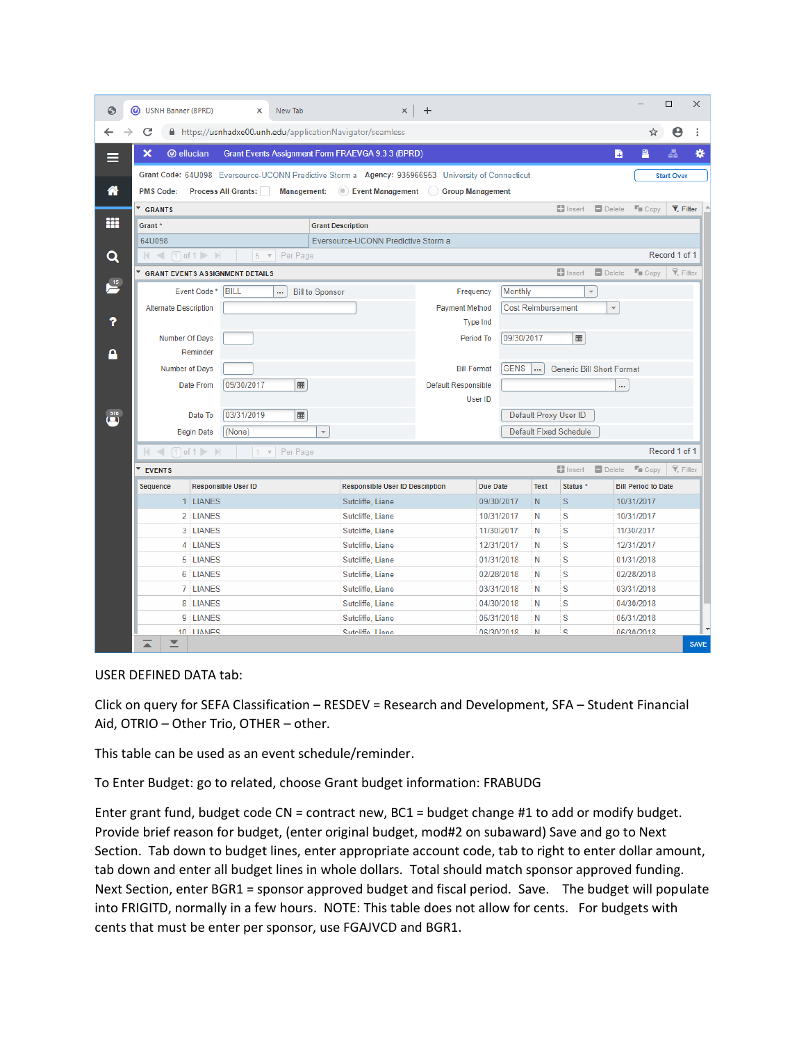| Sequence | Responsible User ID | Responsible User ID Description | Due Date | Text | Status * | Bill Period to Date |
|---|---|---|---|---|---|---|
| 1 | LIANES | Sutcliffe, Liane | 09/30/2017 | N | S | 10/31/2017 |
| 2 | LIANES | Sutcliffe, Liane | 10/31/2017 | N | S | 10/31/2017 |
| 3 | LIANES | Sutcliffe, Liane | 11/30/2017 | N | S | 11/30/2017 |
| 4 | LIANES | Sutcliffe, Liane | 12/31/2017 | N | S | 12/31/2017 |
| 5 | LIANES | Sutcliffe, Liane | 01/31/2018 | N | S | 01/31/2018 |
| 6 | LIANES | Sutcliffe, Liane | 02/28/2018 | N | S | 02/28/2018 |
| 7 | LIANES | Sutcliffe, Liane | 03/31/2018 | N | S | 03/31/2018 |
| 8 | LIANES | Sutcliffe, Liane | 04/30/2018 | N | S | 04/30/2018 |
| 9 | LIANES | Sutcliffe, Liane | 05/31/2018 | N | S | 05/31/2018 |
| 10 | LIANES | Sutcliffe, Liane | 06/30/2018 | N | S | 06/30/2018 |

USER DEFINED DATA tab:

Click on query for SEFA Classification – RESDEV = Research and Development, SFA – Student Financial Aid, OTRIO – Other Trio, OTHER – other.

This table can be used as an event schedule/reminder.

To Enter Budget: go to related, choose Grant budget information: FRABUDG

Enter grant fund, budget code CN = contract new, BC1 = budget change #1 to add or modify budget. Provide brief reason for budget, (enter original budget, mod#2 on subaward) Save and go to Next Section. Tab down to budget lines, enter appropriate account code, tab to right to enter dollar amount, tab down and enter all budget lines in whole dollars. Total should match sponsor approved funding. Next Section, enter BGR1 = sponsor approved budget and fiscal period. Save. The budget will populate into FRIGITD, normally in a few hours. NOTE: This table does not allow for cents. For budgets with cents that must be enter per sponsor, use FGAJVCD and BGR1.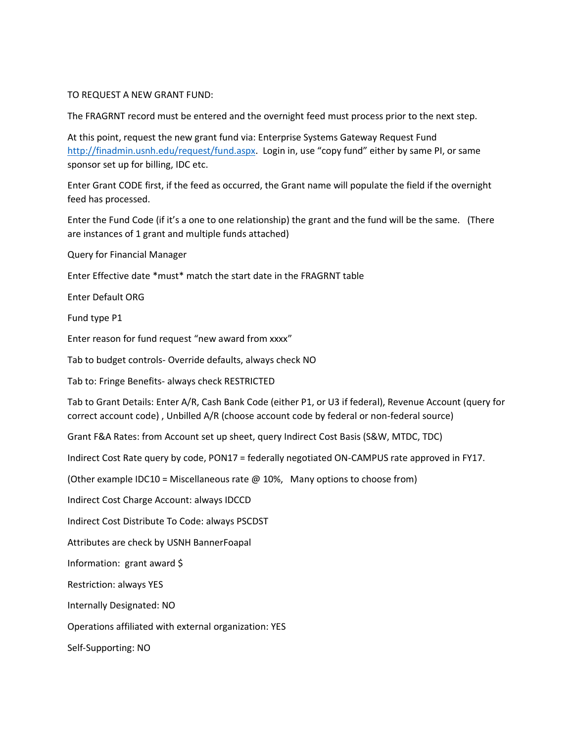TO REQUEST A NEW GRANT FUND:

The FRAGRNT record must be entered and the overnight feed must process prior to the next step.

At this point, request the new grant fund via: Enterprise Systems Gateway Request Fund [http://finadmin.usnh.edu/request/fund.aspx](http://finadmin.usnh.edu/request/fund.aspx). Login in, use "copy fund" either by same PI, or same sponsor set up for billing, IDC etc.

Enter Grant CODE first, if the feed as occurred, the Grant name will populate the field if the overnight feed has processed.

Enter the Fund Code (if it's a one to one relationship) the grant and the fund will be the same. (There are instances of 1 grant and multiple funds attached)

Query for Financial Manager

Enter Effective date *must* match the start date in the FRAGRNT table

Enter Default ORG

Fund type P1

Enter reason for fund request "new award from xxxx"

Tab to budget controls- Override defaults, always check NO

Tab to: Fringe Benefits- always check RESTRICTED

Tab to Grant Details: Enter A/R, Cash Bank Code (either P1, or U3 if federal), Revenue Account (query for correct account code) , Unbilled A/R (choose account code by federal or non-federal source)

Grant F&A Rates: from Account set up sheet, query Indirect Cost Basis (S&W, MTDC, TDC)

Indirect Cost Rate query by code, PON17 = federally negotiated ON-CAMPUS rate approved in FY17.

(Other example IDC10 = Miscellaneous rate @ 10%, Many options to choose from)

Indirect Cost Charge Account: always IDCCD

Indirect Cost Distribute To Code: always PSCDST

Attributes are check by USNH BannerFoapal

Information: grant award $

Restriction: always YES

Internally Designated: NO

Operations affiliated with external organization: YES

Self-Supporting: NO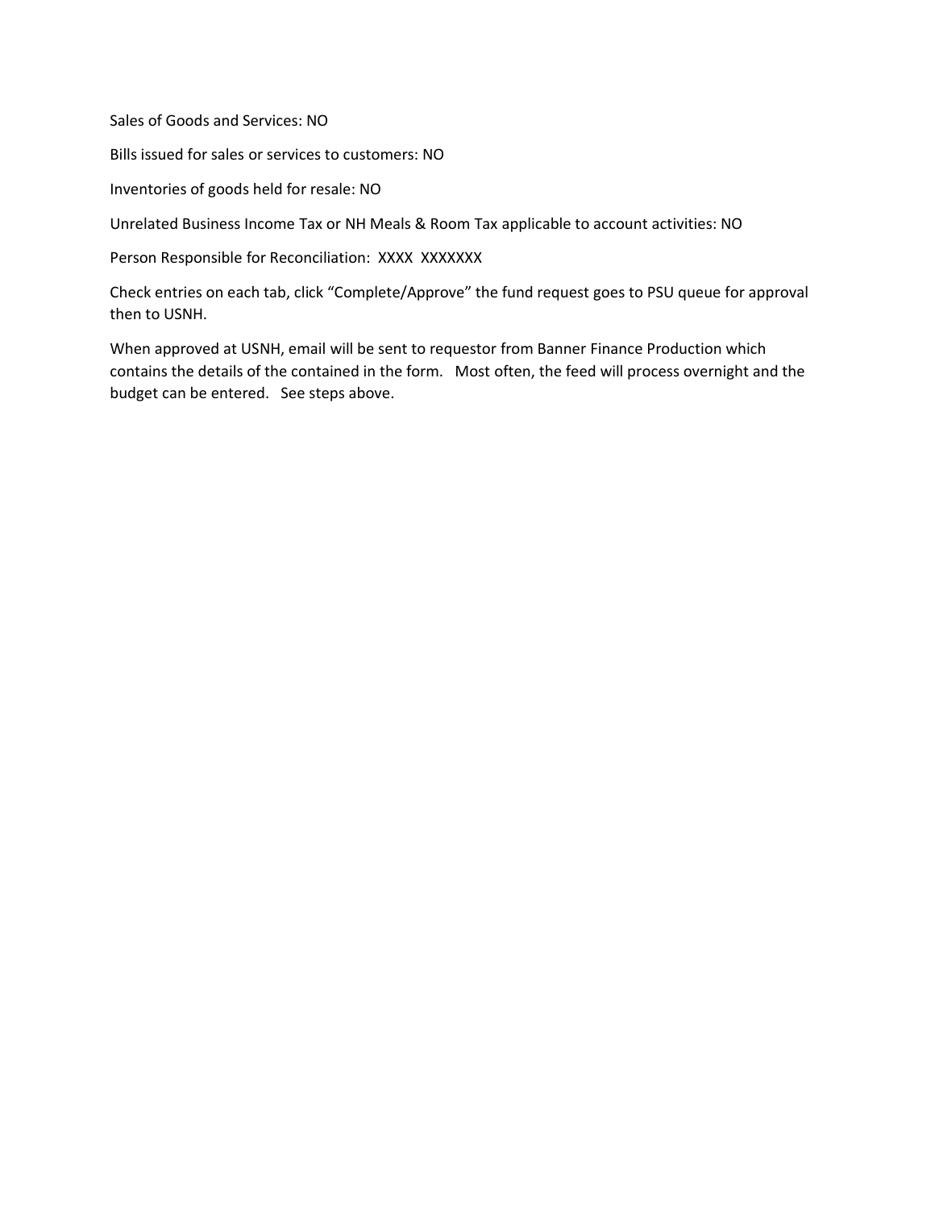Sales of Goods and Services: NO

Bills issued for sales or services to customers: NO

Inventories of goods held for resale: NO

Unrelated Business Income Tax or NH Meals & Room Tax applicable to account activities: NO

Person Responsible for Reconciliation: XXXX XXXXXXX

Check entries on each tab, click "Complete/Approve" the fund request goes to PSU queue for approval then to USNH.

When approved at USNH, email will be sent to requestor from Banner Finance Production which contains the details of the contained in the form. Most often, the feed will process overnight and the budget can be entered. See steps above.